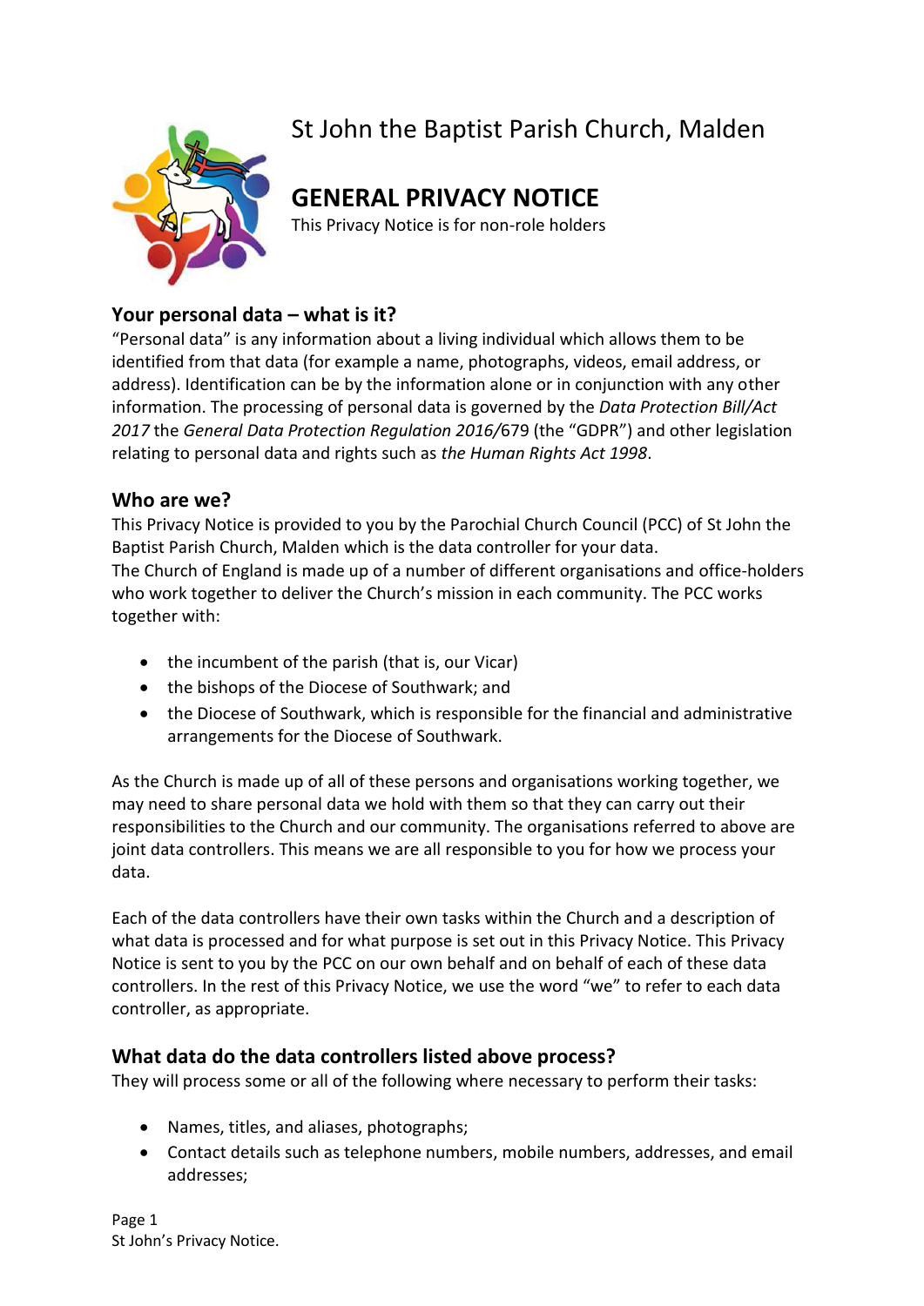# St John the Baptist Parish Church, Malden

## GENERAL PRIVACY NOTICE

This Privacy Notice is for non-role holders

### Your personal data – what is it?

"Personal data" is any information about a living individual which allows them to be identified from that data (for example a name, photographs, videos, email address, or address). Identification can be by the information alone or in conjunction with any other information. The processing of personal data is governed by the *Data Protection Bill/Act 2017* the *General Data Protection Regulation 2016/*679 (the "GDPR") and other legislation relating to personal data and rights such as *the Human Rights Act 1998*.

### Who are we?

This Privacy Notice is provided to you by the Parochial Church Council (PCC) of St John the Baptist Parish Church, Malden which is the data controller for your data.
The Church of England is made up of a number of different organisations and office-holders who work together to deliver the Church's mission in each community. The PCC works together with:

- the incumbent of the parish (that is, our Vicar)
- the bishops of the Diocese of Southwark; and
- the Diocese of Southwark, which is responsible for the financial and administrative arrangements for the Diocese of Southwark.

As the Church is made up of all of these persons and organisations working together, we may need to share personal data we hold with them so that they can carry out their responsibilities to the Church and our community. The organisations referred to above are joint data controllers. This means we are all responsible to you for how we process your data.

Each of the data controllers have their own tasks within the Church and a description of what data is processed and for what purpose is set out in this Privacy Notice. This Privacy Notice is sent to you by the PCC on our own behalf and on behalf of each of these data controllers. In the rest of this Privacy Notice, we use the word "we" to refer to each data controller, as appropriate.

### What data do the data controllers listed above process?

They will process some or all of the following where necessary to perform their tasks:

- Names, titles, and aliases, photographs;
- Contact details such as telephone numbers, mobile numbers, addresses, and email addresses;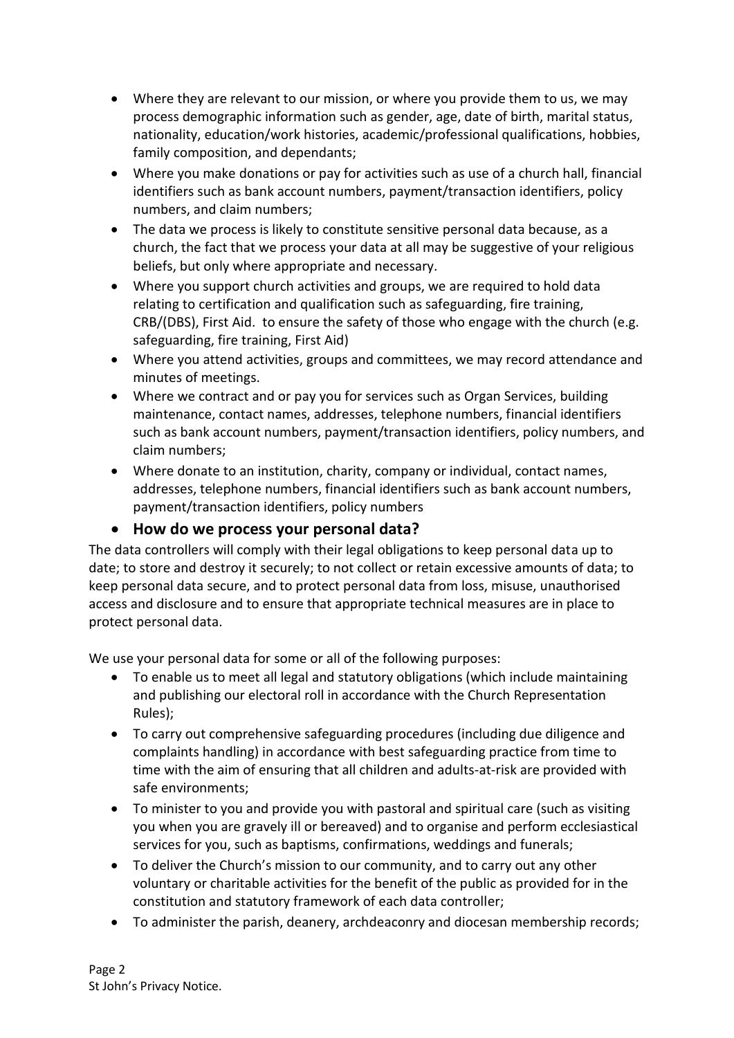- Where they are relevant to our mission, or where you provide them to us, we may process demographic information such as gender, age, date of birth, marital status, nationality, education/work histories, academic/professional qualifications, hobbies, family composition, and dependants;
- Where you make donations or pay for activities such as use of a church hall, financial identifiers such as bank account numbers, payment/transaction identifiers, policy numbers, and claim numbers;
- The data we process is likely to constitute sensitive personal data because, as a church, the fact that we process your data at all may be suggestive of your religious beliefs, but only where appropriate and necessary.
- Where you support church activities and groups, we are required to hold data relating to certification and qualification such as safeguarding, fire training, CRB/(DBS), First Aid. to ensure the safety of those who engage with the church (e.g. safeguarding, fire training, First Aid)
- Where you attend activities, groups and committees, we may record attendance and minutes of meetings.
- Where we contract and or pay you for services such as Organ Services, building maintenance, contact names, addresses, telephone numbers, financial identifiers such as bank account numbers, payment/transaction identifiers, policy numbers, and claim numbers;
- Where donate to an institution, charity, company or individual, contact names, addresses, telephone numbers, financial identifiers such as bank account numbers, payment/transaction identifiers, policy numbers

- **How do we process your personal data?**

The data controllers will comply with their legal obligations to keep personal data up to date; to store and destroy it securely; to not collect or retain excessive amounts of data; to keep personal data secure, and to protect personal data from loss, misuse, unauthorised access and disclosure and to ensure that appropriate technical measures are in place to protect personal data.

We use your personal data for some or all of the following purposes:

- To enable us to meet all legal and statutory obligations (which include maintaining and publishing our electoral roll in accordance with the Church Representation Rules);
- To carry out comprehensive safeguarding procedures (including due diligence and complaints handling) in accordance with best safeguarding practice from time to time with the aim of ensuring that all children and adults-at-risk are provided with safe environments;
- To minister to you and provide you with pastoral and spiritual care (such as visiting you when you are gravely ill or bereaved) and to organise and perform ecclesiastical services for you, such as baptisms, confirmations, weddings and funerals;
- To deliver the Church's mission to our community, and to carry out any other voluntary or charitable activities for the benefit of the public as provided for in the constitution and statutory framework of each data controller;
- To administer the parish, deanery, archdeaconry and diocesan membership records;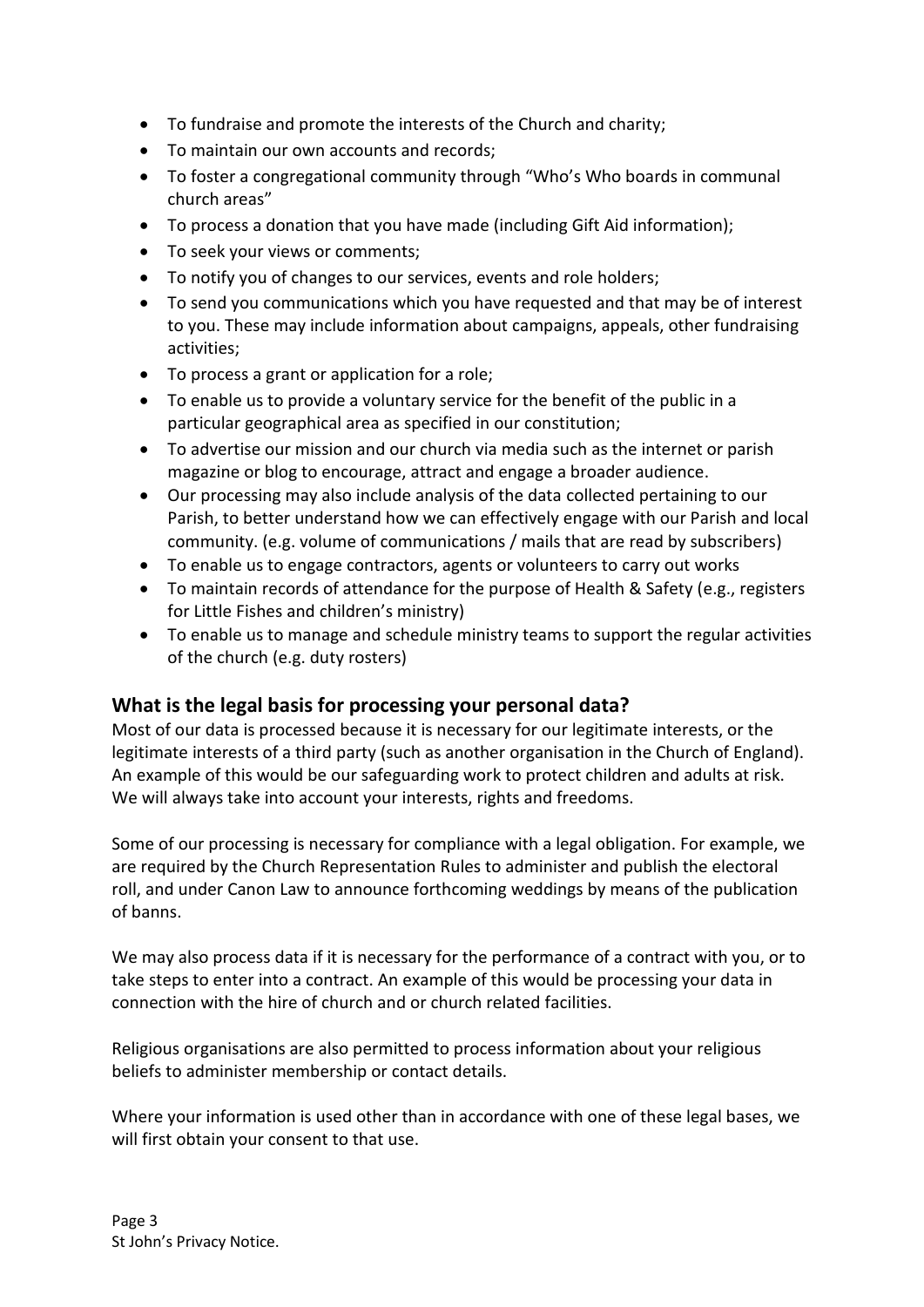- To fundraise and promote the interests of the Church and charity;
- To maintain our own accounts and records;
- To foster a congregational community through "Who's Who boards in communal church areas"
- To process a donation that you have made (including Gift Aid information);
- To seek your views or comments;
- To notify you of changes to our services, events and role holders;
- To send you communications which you have requested and that may be of interest to you. These may include information about campaigns, appeals, other fundraising activities;
- To process a grant or application for a role;
- To enable us to provide a voluntary service for the benefit of the public in a particular geographical area as specified in our constitution;
- To advertise our mission and our church via media such as the internet or parish magazine or blog to encourage, attract and engage a broader audience.
- Our processing may also include analysis of the data collected pertaining to our Parish, to better understand how we can effectively engage with our Parish and local community. (e.g. volume of communications / mails that are read by subscribers)
- To enable us to engage contractors, agents or volunteers to carry out works
- To maintain records of attendance for the purpose of Health & Safety (e.g., registers for Little Fishes and children's ministry)
- To enable us to manage and schedule ministry teams to support the regular activities of the church (e.g. duty rosters)

## What is the legal basis for processing your personal data?

Most of our data is processed because it is necessary for our legitimate interests, or the legitimate interests of a third party (such as another organisation in the Church of England). An example of this would be our safeguarding work to protect children and adults at risk. We will always take into account your interests, rights and freedoms.

Some of our processing is necessary for compliance with a legal obligation. For example, we are required by the Church Representation Rules to administer and publish the electoral roll, and under Canon Law to announce forthcoming weddings by means of the publication of banns.

We may also process data if it is necessary for the performance of a contract with you, or to take steps to enter into a contract. An example of this would be processing your data in connection with the hire of church and or church related facilities.

Religious organisations are also permitted to process information about your religious beliefs to administer membership or contact details.

Where your information is used other than in accordance with one of these legal bases, we will first obtain your consent to that use.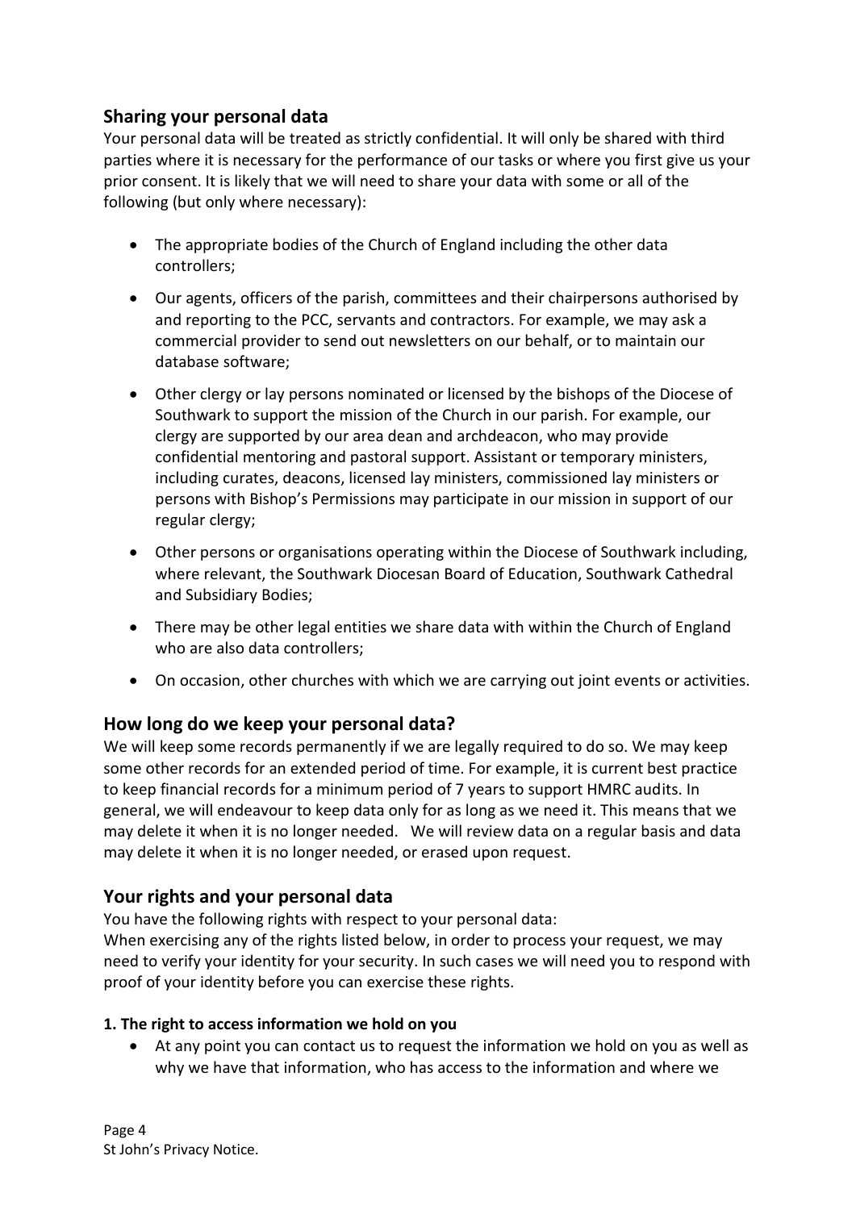## Sharing your personal data

Your personal data will be treated as strictly confidential. It will only be shared with third parties where it is necessary for the performance of our tasks or where you first give us your prior consent. It is likely that we will need to share your data with some or all of the following (but only where necessary):

- The appropriate bodies of the Church of England including the other data controllers;
- Our agents, officers of the parish, committees and their chairpersons authorised by and reporting to the PCC, servants and contractors. For example, we may ask a commercial provider to send out newsletters on our behalf, or to maintain our database software;
- Other clergy or lay persons nominated or licensed by the bishops of the Diocese of Southwark to support the mission of the Church in our parish. For example, our clergy are supported by our area dean and archdeacon, who may provide confidential mentoring and pastoral support. Assistant or temporary ministers, including curates, deacons, licensed lay ministers, commissioned lay ministers or persons with Bishop's Permissions may participate in our mission in support of our regular clergy;
- Other persons or organisations operating within the Diocese of Southwark including, where relevant, the Southwark Diocesan Board of Education, Southwark Cathedral and Subsidiary Bodies;
- There may be other legal entities we share data with within the Church of England who are also data controllers;
- On occasion, other churches with which we are carrying out joint events or activities.

## How long do we keep your personal data?

We will keep some records permanently if we are legally required to do so. We may keep some other records for an extended period of time. For example, it is current best practice to keep financial records for a minimum period of 7 years to support HMRC audits. In general, we will endeavour to keep data only for as long as we need it. This means that we may delete it when it is no longer needed. We will review data on a regular basis and data may delete it when it is no longer needed, or erased upon request.

## Your rights and your personal data

You have the following rights with respect to your personal data:
When exercising any of the rights listed below, in order to process your request, we may need to verify your identity for your security. In such cases we will need you to respond with proof of your identity before you can exercise these rights.

#### 1. The right to access information we hold on you

- At any point you can contact us to request the information we hold on you as well as why we have that information, who has access to the information and where we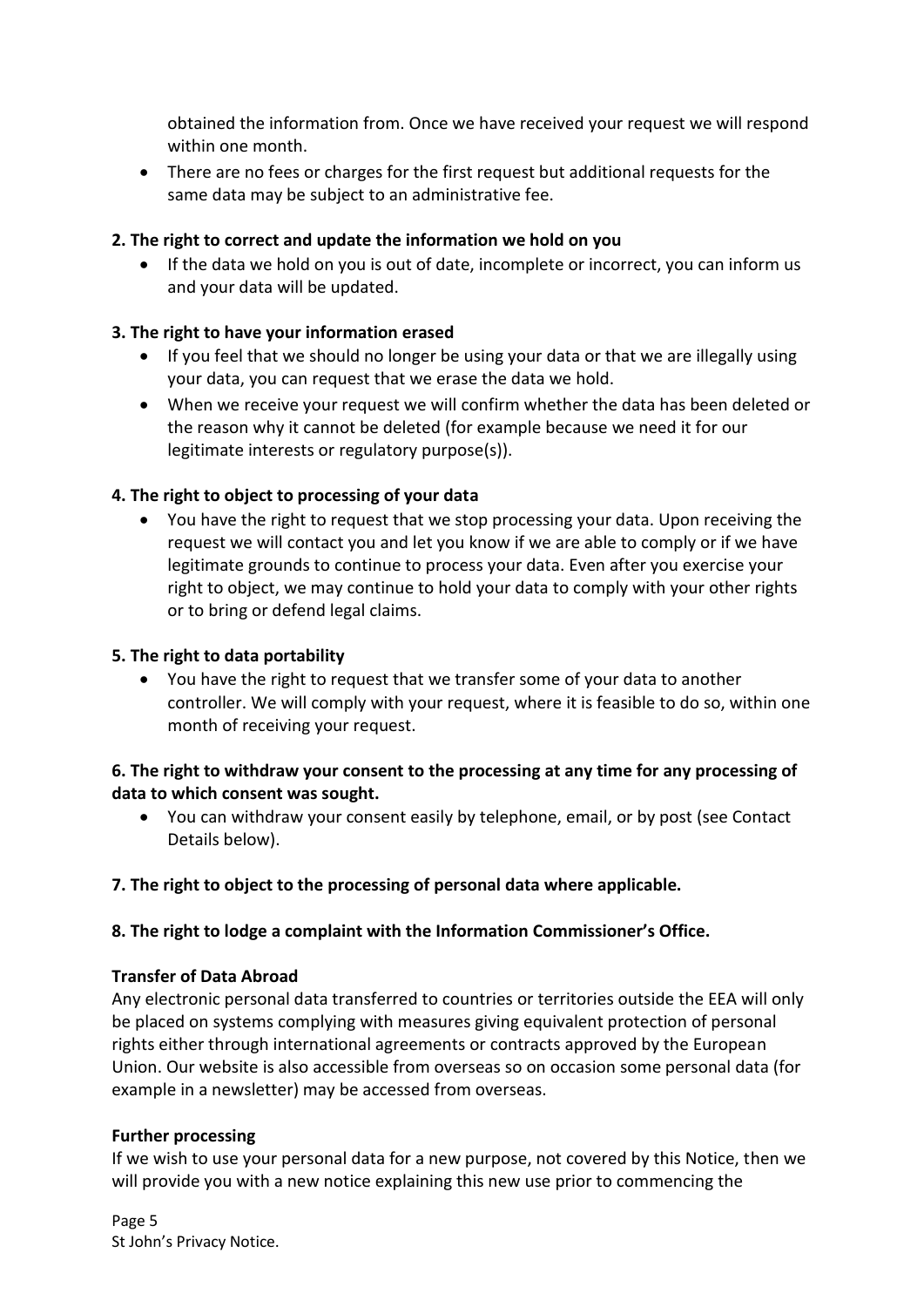obtained the information from. Once we have received your request we will respond within one month.

- There are no fees or charges for the first request but additional requests for the same data may be subject to an administrative fee.

**2. The right to correct and update the information we hold on you**

- If the data we hold on you is out of date, incomplete or incorrect, you can inform us and your data will be updated.

**3. The right to have your information erased**

- If you feel that we should no longer be using your data or that we are illegally using your data, you can request that we erase the data we hold.
- When we receive your request we will confirm whether the data has been deleted or the reason why it cannot be deleted (for example because we need it for our legitimate interests or regulatory purpose(s)).

**4. The right to object to processing of your data**

- You have the right to request that we stop processing your data. Upon receiving the request we will contact you and let you know if we are able to comply or if we have legitimate grounds to continue to process your data. Even after you exercise your right to object, we may continue to hold your data to comply with your other rights or to bring or defend legal claims.

**5. The right to data portability**

- You have the right to request that we transfer some of your data to another controller. We will comply with your request, where it is feasible to do so, within one month of receiving your request.

**6. The right to withdraw your consent to the processing at any time for any processing of data to which consent was sought.**

- You can withdraw your consent easily by telephone, email, or by post (see Contact Details below).

**7. The right to object to the processing of personal data where applicable.**

**8. The right to lodge a complaint with the Information Commissioner's Office.**

**Transfer of Data Abroad**

Any electronic personal data transferred to countries or territories outside the EEA will only be placed on systems complying with measures giving equivalent protection of personal rights either through international agreements or contracts approved by the European Union. Our website is also accessible from overseas so on occasion some personal data (for example in a newsletter) may be accessed from overseas.

**Further processing**

If we wish to use your personal data for a new purpose, not covered by this Notice, then we will provide you with a new notice explaining this new use prior to commencing the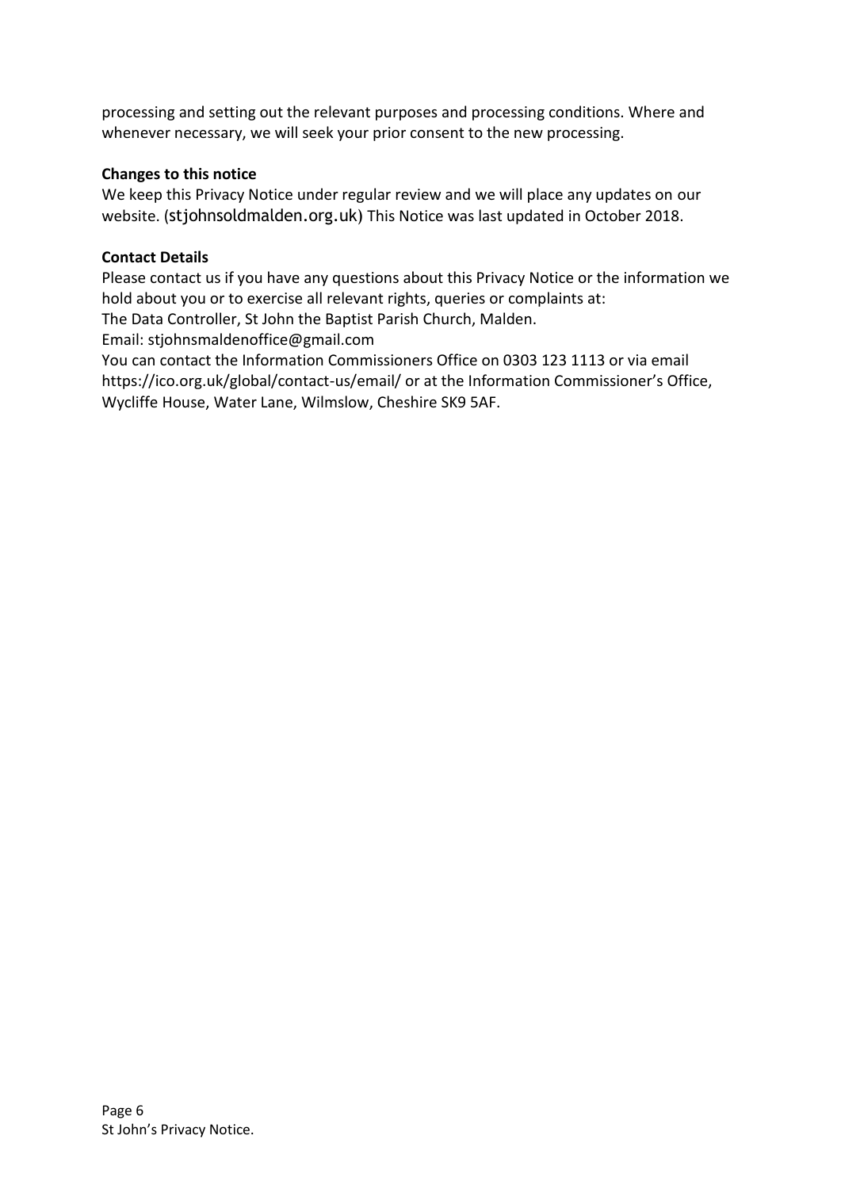processing and setting out the relevant purposes and processing conditions. Where and whenever necessary, we will seek your prior consent to the new processing.

**Changes to this notice**

We keep this Privacy Notice under regular review and we will place any updates on our website. (stjohnsoldmalden.org.uk) This Notice was last updated in October 2018.

**Contact Details**

Please contact us if you have any questions about this Privacy Notice or the information we hold about you or to exercise all relevant rights, queries or complaints at:
The Data Controller, St John the Baptist Parish Church, Malden.
Email: stjohnsmaldenoffice@gmail.com
You can contact the Information Commissioners Office on 0303 123 1113 or via email https://ico.org.uk/global/contact-us/email/ or at the Information Commissioner's Office, Wycliffe House, Water Lane, Wilmslow, Cheshire SK9 5AF.